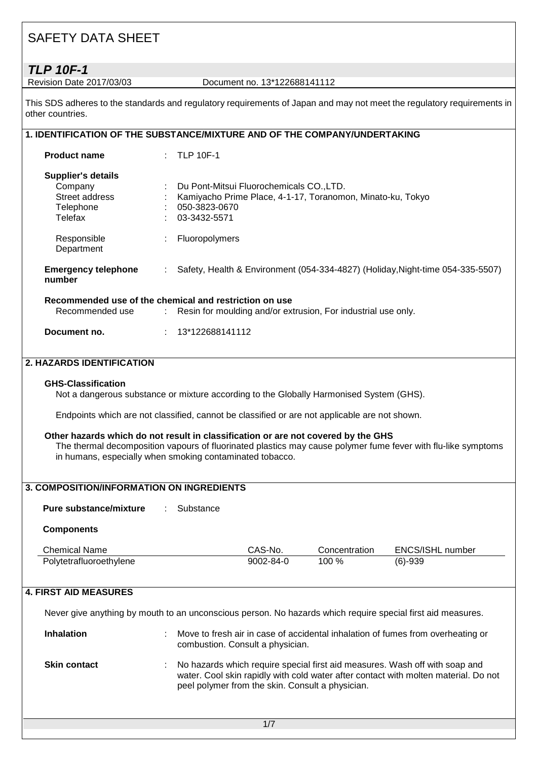# SAFETY DATA SHEET

## *TLP 10F-1*

Revision Date 2017/03/03 Document no. 13*122688141112

This SDS adheres to the standards and regulatory requirements of Japan and may not meet the regulatory requirements in other countries.

## 1. IDENTIFICATION OF THE SUBSTANCE/MIXTURE AND OF THE COMPANY/UNDERTAKING

**Product name** : TLP 10F-1

**Supplier's details**

- Company : Du Pont-Mitsui Fluorochemicals CO.,LTD.
- Street address : Kamiyacho Prime Place, 4-1-17, Toranomon, Minato-ku, Tokyo
- Telephone : 050-3823-0670
- Telefax : 03-3432-5571
- Responsible Department : Fluoropolymers

**Emergency telephone number** : Safety, Health & Environment (054-334-4827) (Holiday,Night-time 054-335-5507)

**Recommended use of the chemical and restriction on use**

Recommended use : Resin for moulding and/or extrusion, For industrial use only.

**Document no.** : 13*122688141112

## 2. HAZARDS IDENTIFICATION

**GHS-Classification**

Not a dangerous substance or mixture according to the Globally Harmonised System (GHS).

Endpoints which are not classified, cannot be classified or are not applicable are not shown.

**Other hazards which do not result in classification or are not covered by the GHS**

The thermal decomposition vapours of fluorinated plastics may cause polymer fume fever with flu-like symptoms in humans, especially when smoking contaminated tobacco.

## 3. COMPOSITION/INFORMATION ON INGREDIENTS

**Pure substance/mixture** : Substance

**Components**

| Chemical Name | CAS-No. | Concentration | ENCS/ISHL number |
|---|---|---|---|
| Polytetrafluoroethylene | 9002-84-0 | 100 % | (6)-939 |

## 4. FIRST AID MEASURES

Never give anything by mouth to an unconscious person. No hazards which require special first aid measures.

**Inhalation** : Move to fresh air in case of accidental inhalation of fumes from overheating or combustion. Consult a physician.

**Skin contact** : No hazards which require special first aid measures. Wash off with soap and water. Cool skin rapidly with cold water after contact with molten material. Do not peel polymer from the skin. Consult a physician.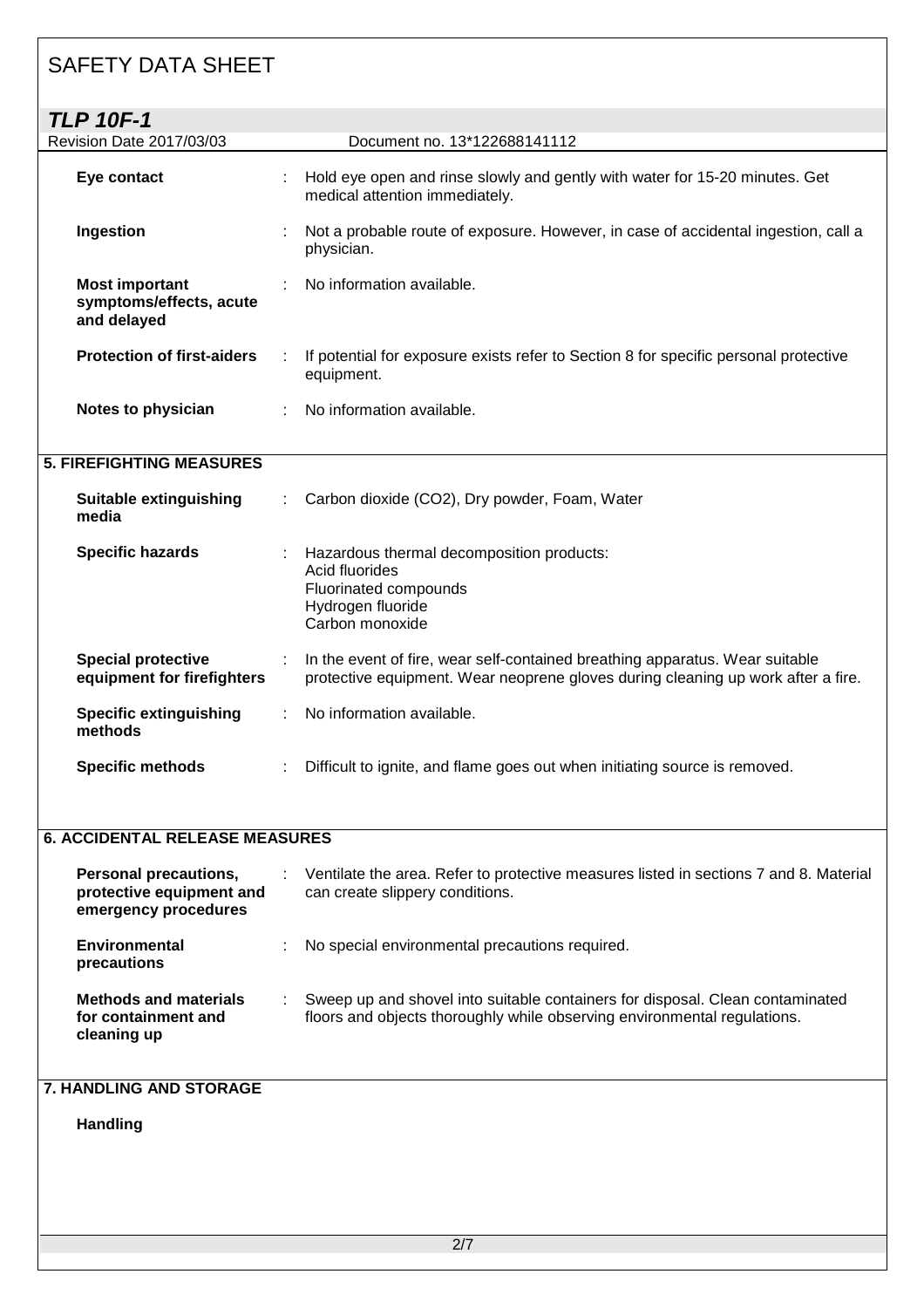| | | |
|---|---|---|
| **Eye contact** | : | Hold eye open and rinse slowly and gently with water for 15-20 minutes. Get medical attention immediately. |
| **Ingestion** | : | Not a probable route of exposure. However, in case of accidental ingestion, call a physician. |
| **Most important symptoms/effects, acute and delayed** | : | No information available. |
| **Protection of first-aiders** | : | If potential for exposure exists refer to Section 8 for specific personal protective equipment. |
| **Notes to physician** | : | No information available. |

## 5. FIREFIGHTING MEASURES

| | | |
|---|---|---|
| **Suitable extinguishing media** | : | Carbon dioxide ($CO_2$), Dry powder, Foam, Water |
| **Specific hazards** | : | Hazardous thermal decomposition products:<br>Acid fluorides<br>Fluorinated compounds<br>Hydrogen fluoride<br>Carbon monoxide |
| **Special protective equipment for firefighters** | : | In the event of fire, wear self-contained breathing apparatus. Wear suitable protective equipment. Wear neoprene gloves during cleaning up work after a fire. |
| **Specific extinguishing methods** | : | No information available. |
| **Specific methods** | : | Difficult to ignite, and flame goes out when initiating source is removed. |

## 6. ACCIDENTAL RELEASE MEASURES

| | | |
|---|---|---|
| **Personal precautions, protective equipment and emergency procedures** | : | Ventilate the area. Refer to protective measures listed in sections 7 and 8. Material can create slippery conditions. |
| **Environmental precautions** | : | No special environmental precautions required. |
| **Methods and materials for containment and cleaning up** | : | Sweep up and shovel into suitable containers for disposal. Clean contaminated floors and objects thoroughly while observing environmental regulations. |

## 7. HANDLING AND STORAGE

**Handling**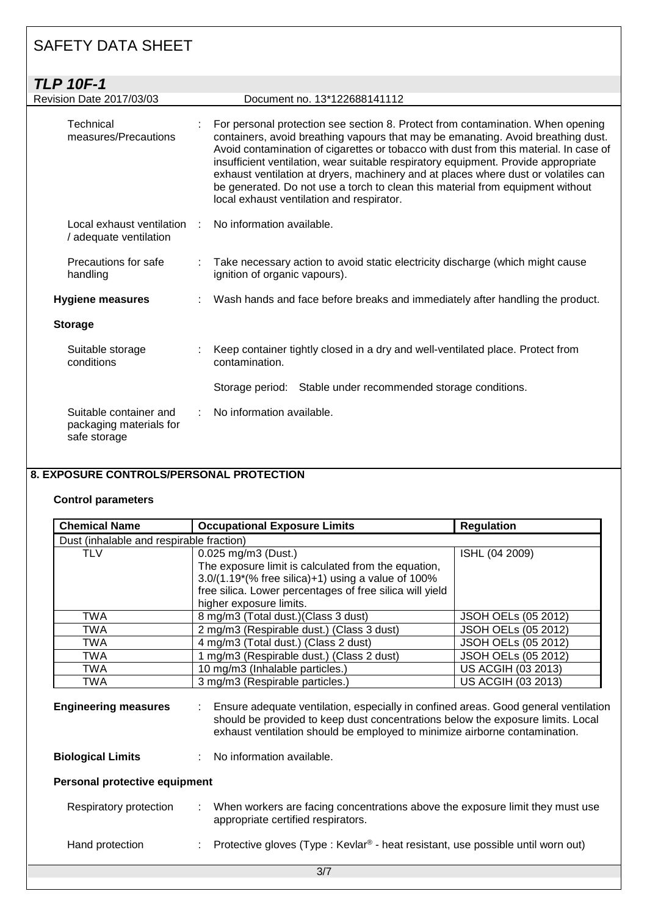Technical measures/Precautions : For personal protection see section 8. Protect from contamination. When opening containers, avoid breathing vapours that may be emanating. Avoid breathing dust. Avoid contamination of cigarettes or tobacco with dust from this material. In case of insufficient ventilation, wear suitable respiratory equipment. Provide appropriate exhaust ventilation at dryers, machinery and at places where dust or volatiles can be generated. Do not use a torch to clean this material from equipment without local exhaust ventilation and respirator.

Local exhaust ventilation / adequate ventilation : No information available.

Precautions for safe handling : Take necessary action to avoid static electricity discharge (which might cause ignition of organic vapours).

**Hygiene measures** : Wash hands and face before breaks and immediately after handling the product.

**Storage**

Suitable storage conditions : Keep container tightly closed in a dry and well-ventilated place. Protect from contamination.

Storage period: Stable under recommended storage conditions.

Suitable container and packaging materials for safe storage : No information available.

## 8. EXPOSURE CONTROLS/PERSONAL PROTECTION

**Control parameters**

| Chemical Name | Occupational Exposure Limits | Regulation |
|---|---|---|
| Dust (inhalable and respirable fraction) | | |
| TLV | 0.025 mg/m3 (Dust.) The exposure limit is calculated from the equation, 3.0/(1.19*(% free silica)+1) using a value of 100% free silica. Lower percentages of free silica will yield higher exposure limits. | ISHL (04 2009) |
| TWA | 8 mg/m3 (Total dust.)(Class 3 dust) | JSOH OELs (05 2012) |
| TWA | 2 mg/m3 (Respirable dust.) (Class 3 dust) | JSOH OELs (05 2012) |
| TWA | 4 mg/m3 (Total dust.) (Class 2 dust) | JSOH OELs (05 2012) |
| TWA | 1 mg/m3 (Respirable dust.) (Class 2 dust) | JSOH OELs (05 2012) |
| TWA | 10 mg/m3 (Inhalable particles.) | US ACGIH (03 2013) |
| TWA | 3 mg/m3 (Respirable particles.) | US ACGIH (03 2013) |

**Engineering measures** : Ensure adequate ventilation, especially in confined areas. Good general ventilation should be provided to keep dust concentrations below the exposure limits. Local exhaust ventilation should be employed to minimize airborne contamination.

**Biological Limits** : No information available.

**Personal protective equipment**

Respiratory protection : When workers are facing concentrations above the exposure limit they must use appropriate certified respirators.

Hand protection : Protective gloves (Type : Kevlar® - heat resistant, use possible until worn out)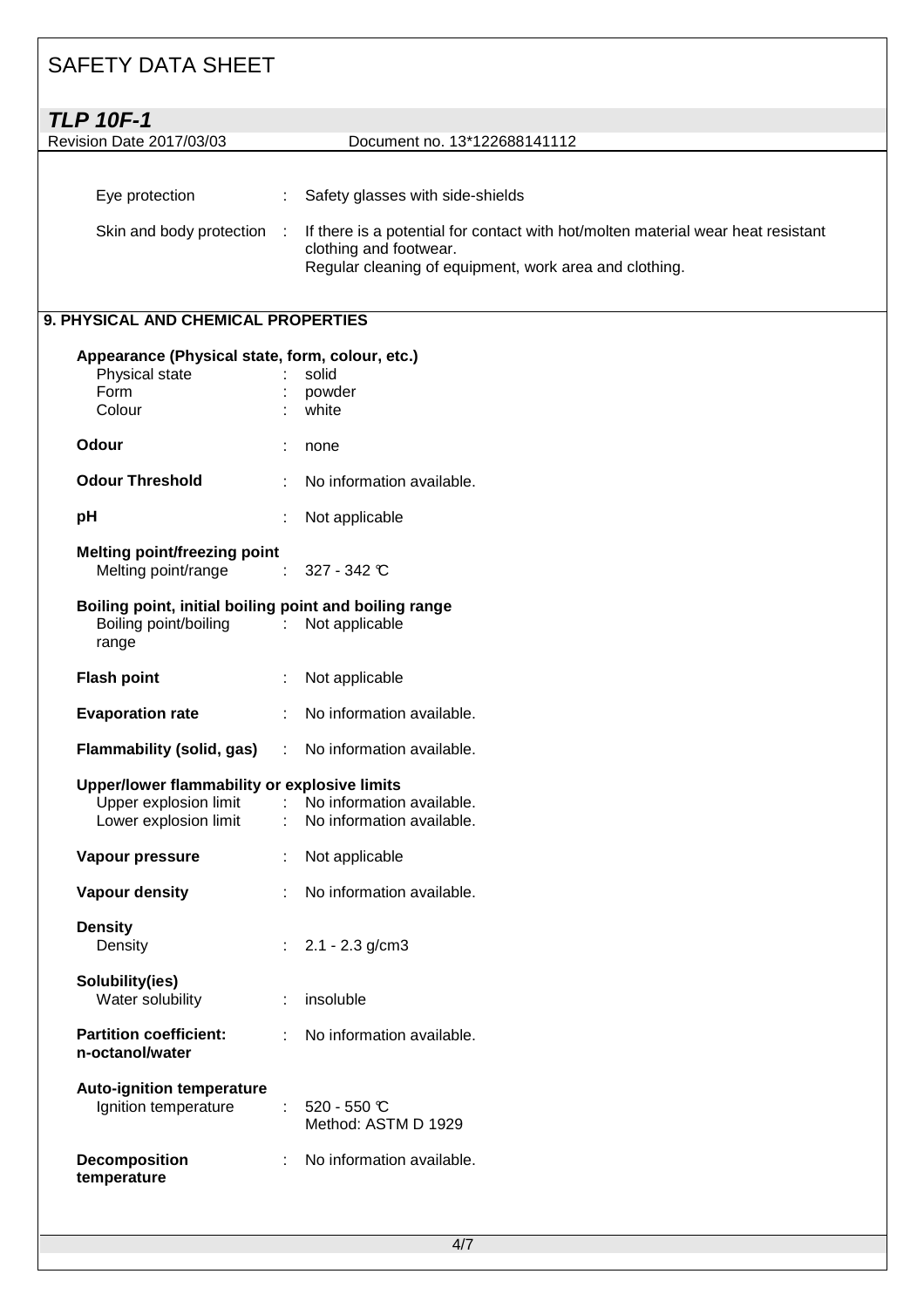| | | |
|---|---|---|
| Eye protection | : | Safety glasses with side-shields |
| Skin and body protection | : | If there is a potential for contact with hot/molten material wear heat resistant clothing and footwear. Regular cleaning of equipment, work area and clothing. |

## 9. PHYSICAL AND CHEMICAL PROPERTIES

**Appearance (Physical state, form, colour, etc.)**

| | | |
|---|---|---|
| Physical state | : | solid |
| Form | : | powder |
| Colour | : | white |

| | | |
|---|---|---|
| **Odour** | : | none |
| **Odour Threshold** | : | No information available. |
| **pH** | : | Not applicable |

**Melting point/freezing point**

| | | |
|---|---|---|
| Melting point/range | : | 327 - 342 ℃ |

**Boiling point, initial boiling point and boiling range**

| | | |
|---|---|---|
| Boiling point/boiling range | : | Not applicable |

| | | |
|---|---|---|
| **Flash point** | : | Not applicable |
| **Evaporation rate** | : | No information available. |
| **Flammability (solid, gas)** | : | No information available. |

**Upper/lower flammability or explosive limits**

| | | |
|---|---|---|
| Upper explosion limit | : | No information available. |
| Lower explosion limit | : | No information available. |

| | | |
|---|---|---|
| **Vapour pressure** | : | Not applicable |
| **Vapour density** | : | No information available. |

**Density**

| | | |
|---|---|---|
| Density | : | 2.1 - 2.3 g/cm3 |

**Solubility(ies)**

| | | |
|---|---|---|
| Water solubility | : | insoluble |

| | | |
|---|---|---|
| **Partition coefficient: n-octanol/water** | : | No information available. |

**Auto-ignition temperature**

| | | |
|---|---|---|
| Ignition temperature | : | 520 - 550 ℃<br>Method: ASTM D 1929 |

| | | |
|---|---|---|
| **Decomposition temperature** | : | No information available. |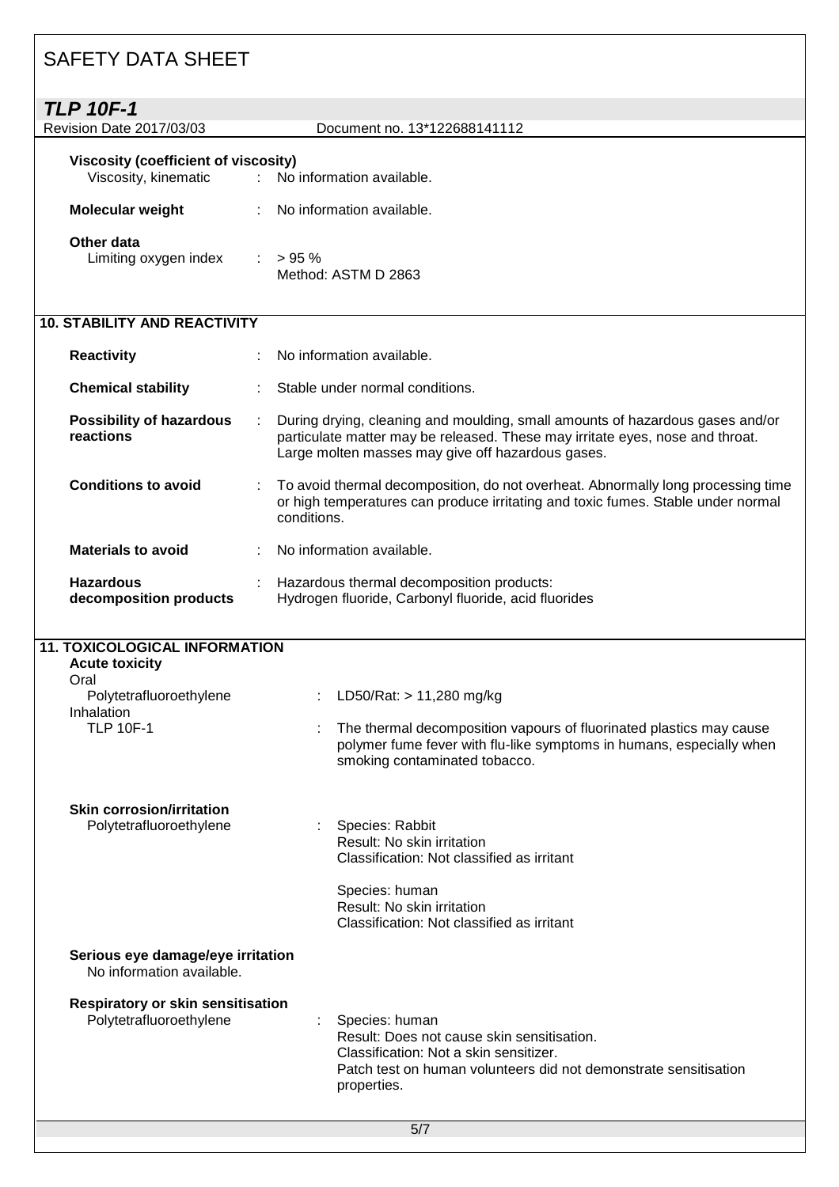**Viscosity (coefficient of viscosity)**

Viscosity, kinematic : No information available.

**Molecular weight** : No information available.

**Other data**

Limiting oxygen index : > 95 %
Method: ASTM D 2863

## 10. STABILITY AND REACTIVITY

**Reactivity** : No information available.

**Chemical stability** : Stable under normal conditions.

**Possibility of hazardous reactions** : During drying, cleaning and moulding, small amounts of hazardous gases and/or particulate matter may be released. These may irritate eyes, nose and throat. Large molten masses may give off hazardous gases.

**Conditions to avoid** : To avoid thermal decomposition, do not overheat. Abnormally long processing time or high temperatures can produce irritating and toxic fumes. Stable under normal conditions.

**Materials to avoid** : No information available.

**Hazardous decomposition products** : Hazardous thermal decomposition products:
Hydrogen fluoride, Carbonyl fluoride, acid fluorides

## 11. TOXICOLOGICAL INFORMATION

**Acute toxicity**

Oral

Polytetrafluoroethylene : LD50/Rat: > 11,280 mg/kg

Inhalation

TLP 10F-1 : The thermal decomposition vapours of fluorinated plastics may cause polymer fume fever with flu-like symptoms in humans, especially when smoking contaminated tobacco.

**Skin corrosion/irritation**

Polytetrafluoroethylene : Species: Rabbit
Result: No skin irritation
Classification: Not classified as irritant

Species: human
Result: No skin irritation
Classification: Not classified as irritant

**Serious eye damage/eye irritation**

No information available.

**Respiratory or skin sensitisation**

Polytetrafluoroethylene : Species: human
Result: Does not cause skin sensitisation.
Classification: Not a skin sensitizer.
Patch test on human volunteers did not demonstrate sensitisation properties.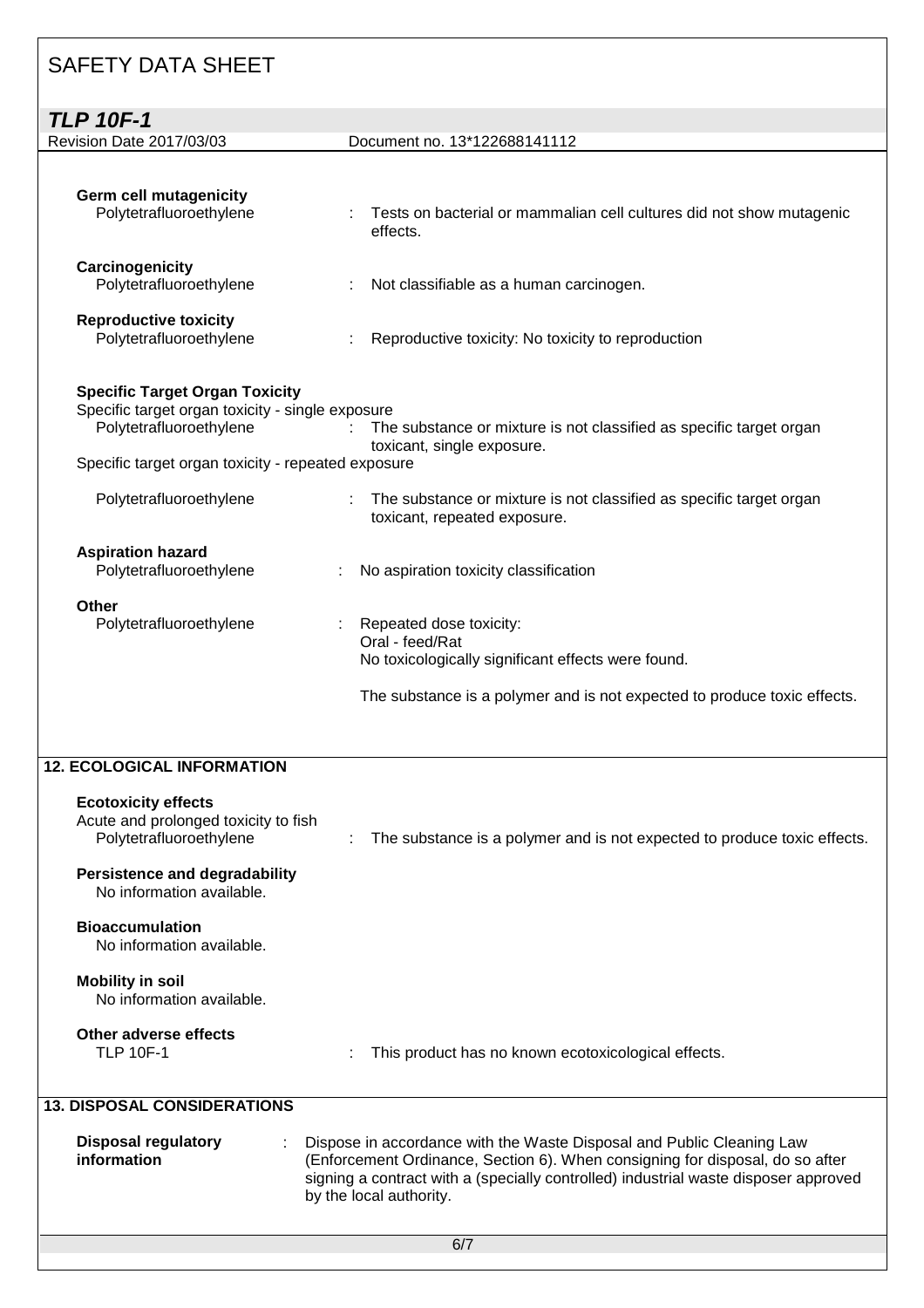**Germ cell mutagenicity**

Polytetrafluoroethylene : Tests on bacterial or mammalian cell cultures did not show mutagenic effects.

**Carcinogenicity**

Polytetrafluoroethylene : Not classifiable as a human carcinogen.

**Reproductive toxicity**

Polytetrafluoroethylene : Reproductive toxicity: No toxicity to reproduction

**Specific Target Organ Toxicity**

Specific target organ toxicity - single exposure

Polytetrafluoroethylene : The substance or mixture is not classified as specific target organ toxicant, single exposure.

Specific target organ toxicity - repeated exposure

Polytetrafluoroethylene : The substance or mixture is not classified as specific target organ toxicant, repeated exposure.

**Aspiration hazard**

Polytetrafluoroethylene : No aspiration toxicity classification

**Other**

Polytetrafluoroethylene : Repeated dose toxicity:
Oral - feed/Rat
No toxicologically significant effects were found.

The substance is a polymer and is not expected to produce toxic effects.

## 12. ECOLOGICAL INFORMATION

**Ecotoxicity effects**

Acute and prolonged toxicity to fish

Polytetrafluoroethylene : The substance is a polymer and is not expected to produce toxic effects.

**Persistence and degradability**

No information available.

**Bioaccumulation**

No information available.

**Mobility in soil**

No information available.

**Other adverse effects**

TLP 10F-1 : This product has no known ecotoxicological effects.

## 13. DISPOSAL CONSIDERATIONS

**Disposal regulatory information** : Dispose in accordance with the Waste Disposal and Public Cleaning Law (Enforcement Ordinance, Section 6). When consigning for disposal, do so after signing a contract with a (specially controlled) industrial waste disposer approved by the local authority.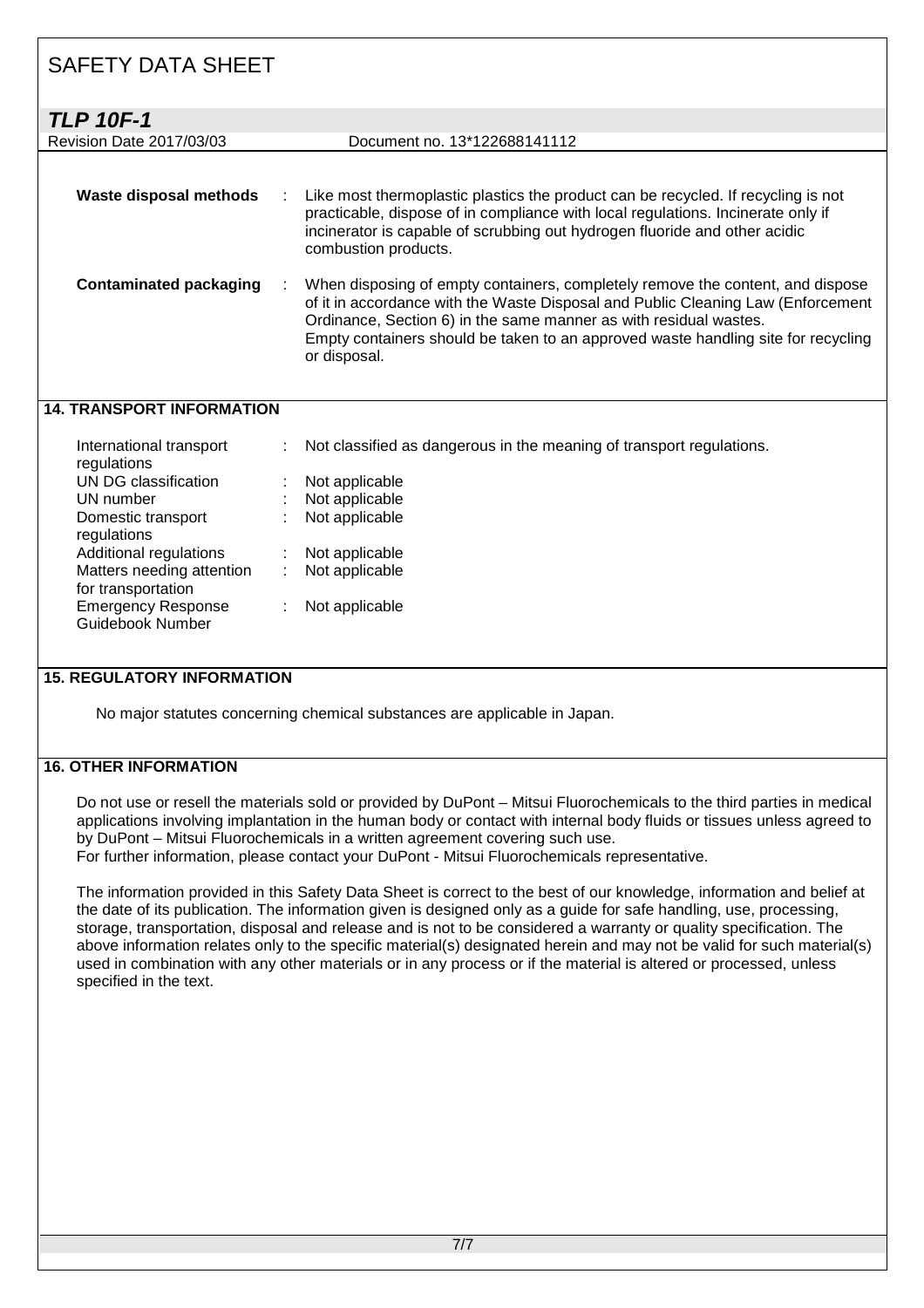| | | |
|---|---|---|
| **Waste disposal methods** | : | Like most thermoplastic plastics the product can be recycled. If recycling is not practicable, dispose of in compliance with local regulations. Incinerate only if incinerator is capable of scrubbing out hydrogen fluoride and other acidic combustion products. |
| **Contaminated packaging** | : | When disposing of empty containers, completely remove the content, and dispose of it in accordance with the Waste Disposal and Public Cleaning Law (Enforcement Ordinance, Section 6) in the same manner as with residual wastes. Empty containers should be taken to an approved waste handling site for recycling or disposal. |

## 14. TRANSPORT INFORMATION

| | | |
|---|---|---|
| International transport regulations | : | Not classified as dangerous in the meaning of transport regulations. |
| UN DG classification | : | Not applicable |
| UN number | : | Not applicable |
| Domestic transport regulations | : | Not applicable |
| Additional regulations | : | Not applicable |
| Matters needing attention for transportation | : | Not applicable |
| Emergency Response Guidebook Number | : | Not applicable |

## 15. REGULATORY INFORMATION

No major statutes concerning chemical substances are applicable in Japan.

## 16. OTHER INFORMATION

Do not use or resell the materials sold or provided by DuPont – Mitsui Fluorochemicals to the third parties in medical applications involving implantation in the human body or contact with internal body fluids or tissues unless agreed to by DuPont – Mitsui Fluorochemicals in a written agreement covering such use.
For further information, please contact your DuPont - Mitsui Fluorochemicals representative.

The information provided in this Safety Data Sheet is correct to the best of our knowledge, information and belief at the date of its publication. The information given is designed only as a guide for safe handling, use, processing, storage, transportation, disposal and release and is not to be considered a warranty or quality specification. The above information relates only to the specific material(s) designated herein and may not be valid for such material(s) used in combination with any other materials or in any process or if the material is altered or processed, unless specified in the text.